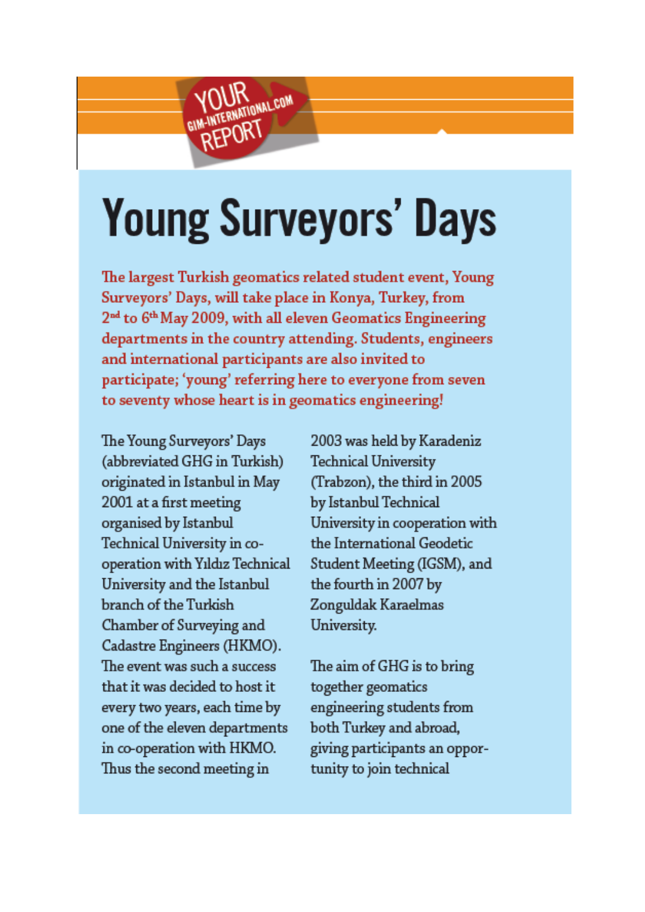YOUR GIM-INTERNATIONAL.COM REPORT

# Young Surveyors' Days

**The largest Turkish geomatics related student event, Young Surveyors' Days, will take place in Konya, Turkey, from 2nd to 6th May 2009, with all eleven Geomatics Engineering departments in the country attending. Students, engineers and international participants are also invited to participate; 'young' referring here to everyone from seven to seventy whose heart is in geomatics engineering!**

The Young Surveyors' Days (abbreviated GHG in Turkish) originated in Istanbul in May 2001 at a first meeting organised by Istanbul Technical University in co-operation with Yıldız Technical University and the Istanbul branch of the Turkish Chamber of Surveying and Cadastre Engineers (HKMO). The event was such a success that it was decided to host it every two years, each time by one of the eleven departments in co-operation with HKMO. Thus the second meeting in 2003 was held by Karadeniz Technical University (Trabzon), the third in 2005 by Istanbul Technical University in cooperation with the International Geodetic Student Meeting (IGSM), and the fourth in 2007 by Zonguldak Karaelmas University.

The aim of GHG is to bring together geomatics engineering students from both Turkey and abroad, giving participants an opportunity to join technical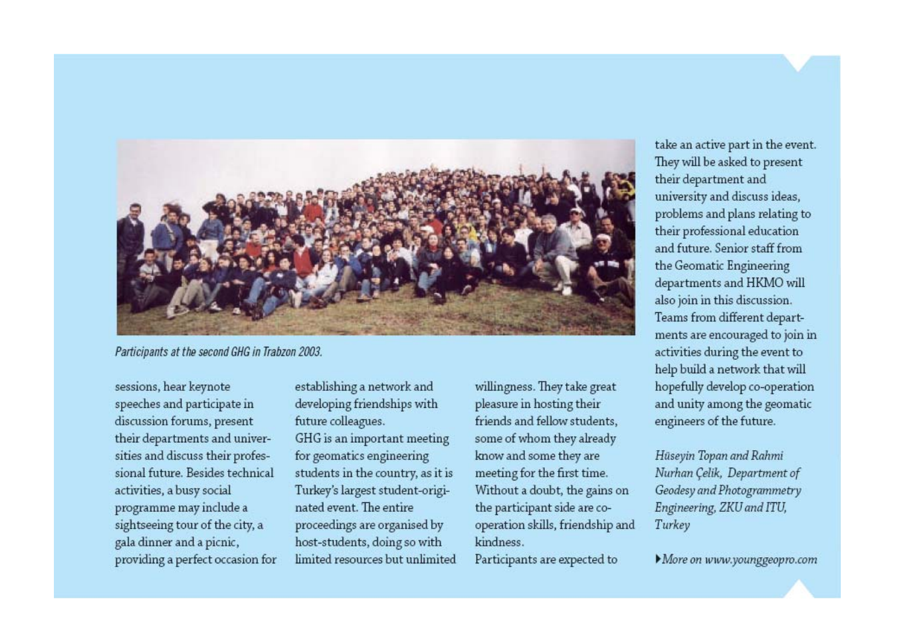*Participants at the second GHG in Trabzon 2003.*

sessions, hear keynote speeches and participate in discussion forums, present their departments and universities and discuss their professional future. Besides technical activities, a busy social programme may include a sightseeing tour of the city, a gala dinner and a picnic, providing a perfect occasion for establishing a network and developing friendships with future colleagues.

GHG is an important meeting for geomatics engineering students in the country, as it is Turkey's largest student-originated event. The entire proceedings are organised by host-students, doing so with limited resources but unlimited willingness. They take great pleasure in hosting their friends and fellow students, some of whom they already know and some they are meeting for the first time. Without a doubt, the gains on the participant side are co-operation skills, friendship and kindness.

Participants are expected to take an active part in the event. They will be asked to present their department and university and discuss ideas, problems and plans relating to their professional education and future. Senior staff from the Geomatic Engineering departments and HKMO will also join in this discussion. Teams from different departments are encouraged to join in activities during the event to help build a network that will hopefully develop co-operation and unity among the geomatic engineers of the future.

*Hüseyin Topan and Rahmi Nurhan Çelik, Department of Geodesy and Photogrammetry Engineering, ZKU and ITU, Turkey*

▸*More on www.younggeopro.com*